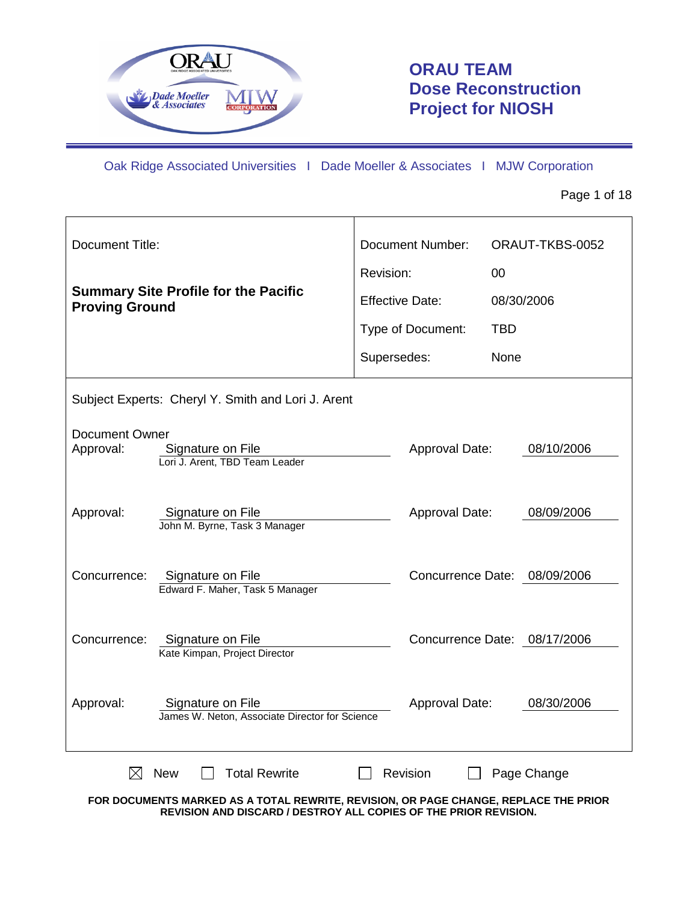# ORAU TEAM Dose Reconstruction Project for NIOSH

Oak Ridge Associated Universities I Dade Moeller & Associates I MJW Corporation

| Document Title: | Document Number: | ORAUT-TKBS-0052 |
|---|---|---|
| **Summary Site Profile for the Pacific Proving Ground** | Revision: | 00 |
| | Effective Date: | 08/30/2006 |
| | Type of Document: | TBD |
| | Supersedes: | None |

Subject Experts: Cheryl Y. Smith and Lori J. Arent

| | | | |
|---|---|---|---|
| Document Owner Approval: | Signature on File<br>Lori J. Arent, TBD Team Leader | Approval Date: | 08/10/2006 |
| Approval: | Signature on File<br>John M. Byrne, Task 3 Manager | Approval Date: | 08/09/2006 |
| Concurrence: | Signature on File<br>Edward F. Maher, Task 5 Manager | Concurrence Date: | 08/09/2006 |
| Concurrence: | Signature on File<br>Kate Kimpan, Project Director | Concurrence Date: | 08/17/2006 |
| Approval: | Signature on File<br>James W. Neton, Associate Director for Science | Approval Date: | 08/30/2006 |

☒ New ☐ Total Rewrite ☐ Revision ☐ Page Change

**FOR DOCUMENTS MARKED AS A TOTAL REWRITE, REVISION, OR PAGE CHANGE, REPLACE THE PRIOR REVISION AND DISCARD / DESTROY ALL COPIES OF THE PRIOR REVISION.**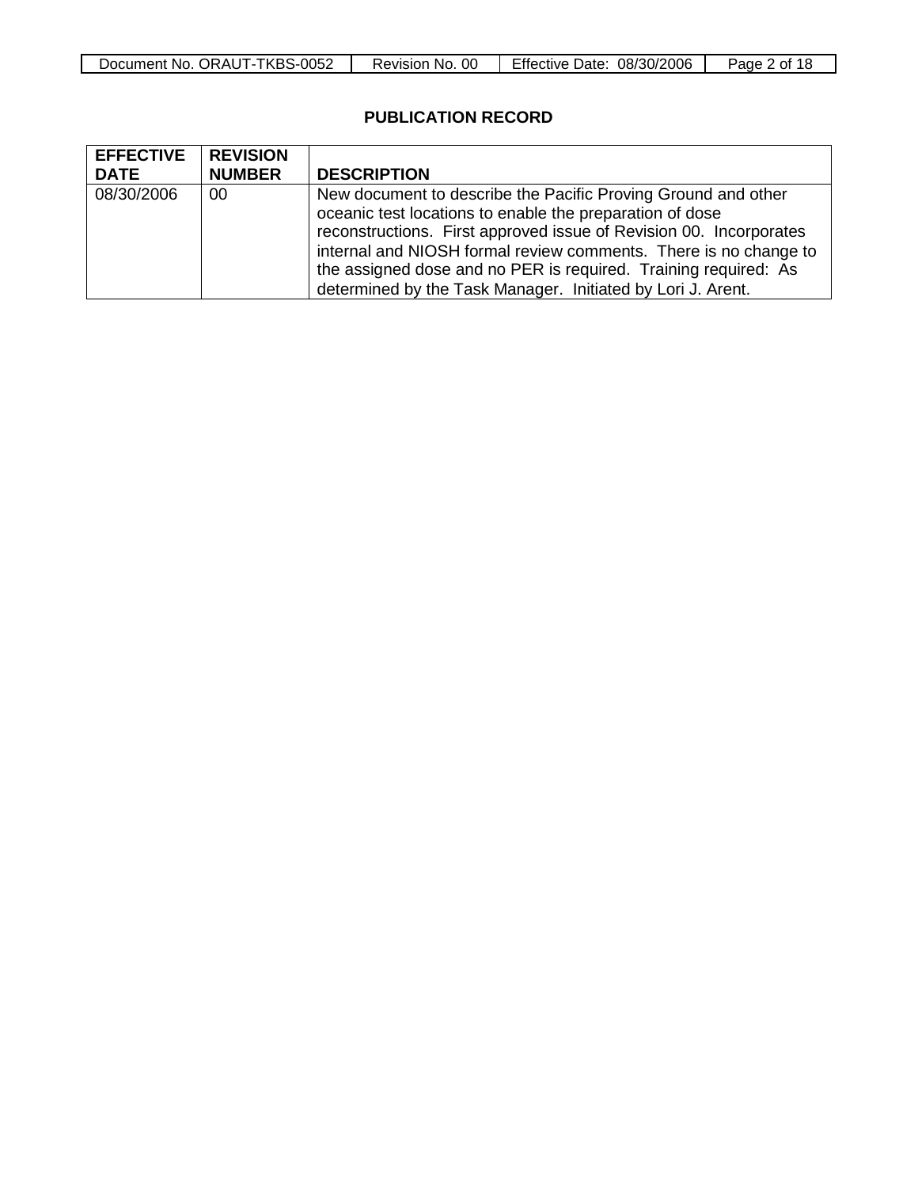## PUBLICATION RECORD

| EFFECTIVE DATE | REVISION NUMBER | DESCRIPTION |
|---|---|---|
| 08/30/2006 | 00 | New document to describe the Pacific Proving Ground and other oceanic test locations to enable the preparation of dose reconstructions. First approved issue of Revision 00. Incorporates internal and NIOSH formal review comments. There is no change to the assigned dose and no PER is required. Training required: As determined by the Task Manager. Initiated by Lori J. Arent. |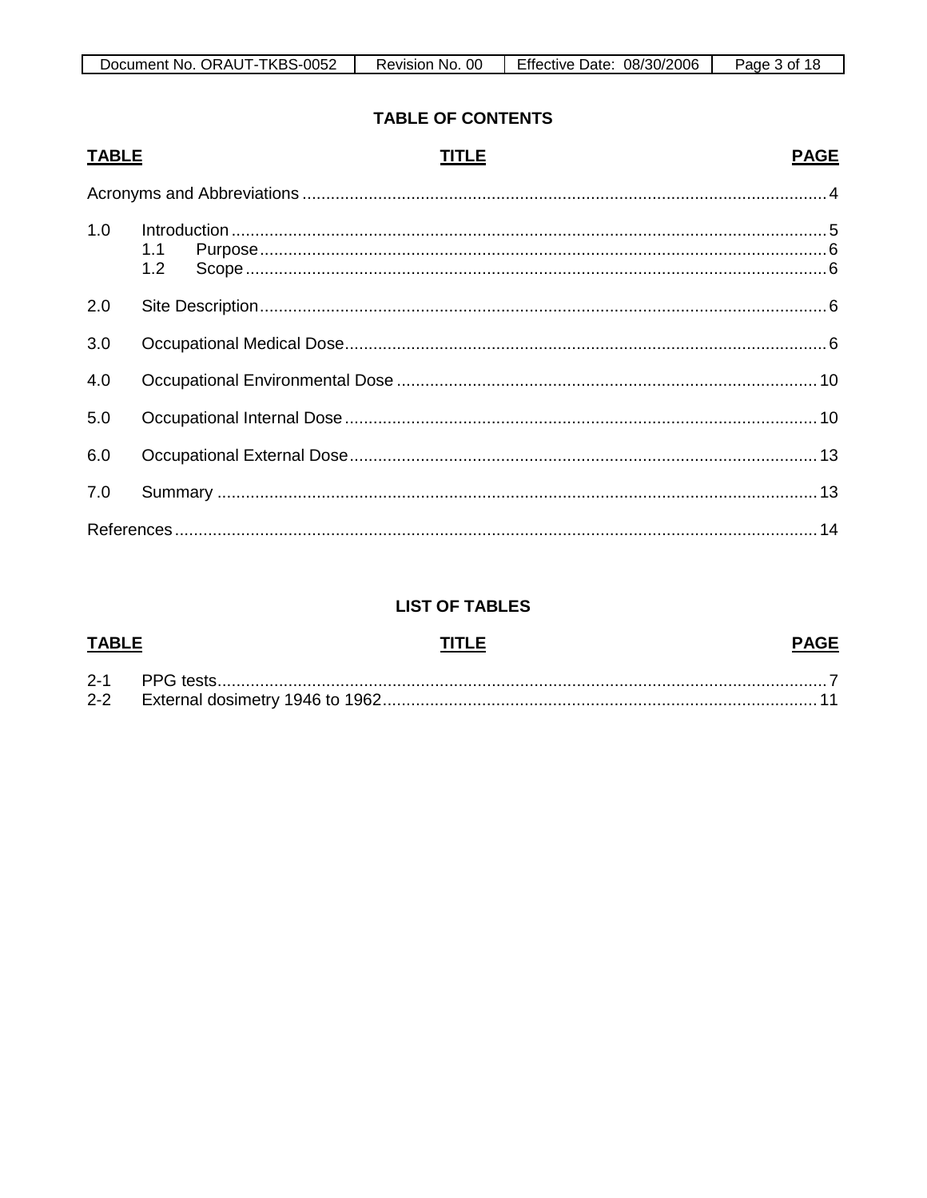## TABLE OF CONTENTS

| TABLE | TITLE | PAGE |
|---|---|---|
| Acronyms and Abbreviations | | 4 |
| 1.0 | Introduction | 5 |
| | 1.1 Purpose | 6 |
| | 1.2 Scope | 6 |
| 2.0 | Site Description | 6 |
| 3.0 | Occupational Medical Dose | 6 |
| 4.0 | Occupational Environmental Dose | 10 |
| 5.0 | Occupational Internal Dose | 10 |
| 6.0 | Occupational External Dose | 13 |
| 7.0 | Summary | 13 |
| References | | 14 |

## LIST OF TABLES

| TABLE | TITLE | PAGE |
|---|---|---|
| 2-1 | PPG tests | 7 |
| 2-2 | External dosimetry 1946 to 1962 | 11 |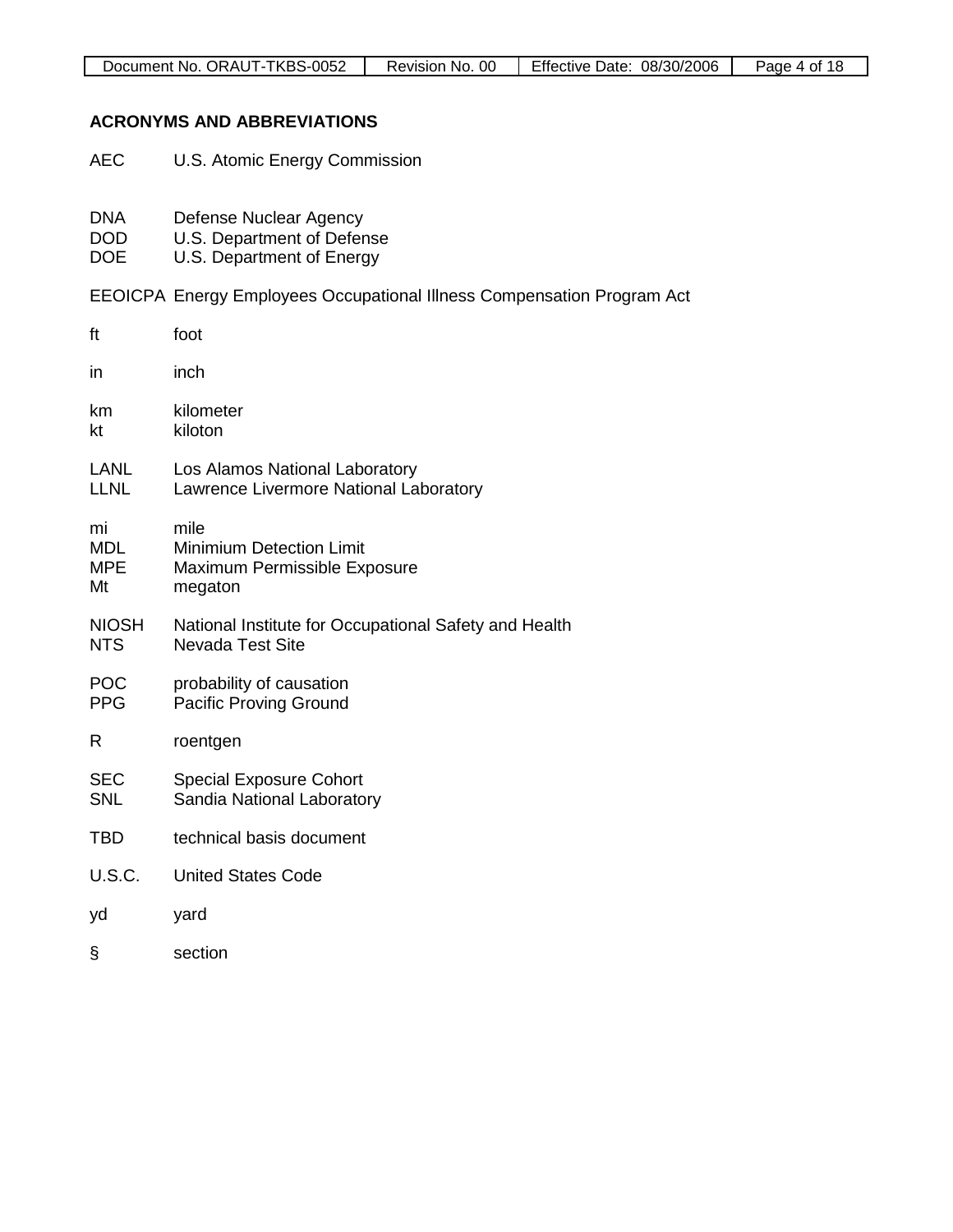## ACRONYMS AND ABBREVIATIONS

AEC U.S. Atomic Energy Commission

DNA Defense Nuclear Agency
DOD U.S. Department of Defense
DOE U.S. Department of Energy

EEOICPA Energy Employees Occupational Illness Compensation Program Act

ft foot

in inch

km kilometer
kt kiloton

LANL Los Alamos National Laboratory
LLNL Lawrence Livermore National Laboratory

mi mile
MDL Minimium Detection Limit
MPE Maximum Permissible Exposure
Mt megaton

NIOSH National Institute for Occupational Safety and Health
NTS Nevada Test Site

POC probability of causation
PPG Pacific Proving Ground

R roentgen

SEC Special Exposure Cohort
SNL Sandia National Laboratory

TBD technical basis document

U.S.C. United States Code

yd yard

§ section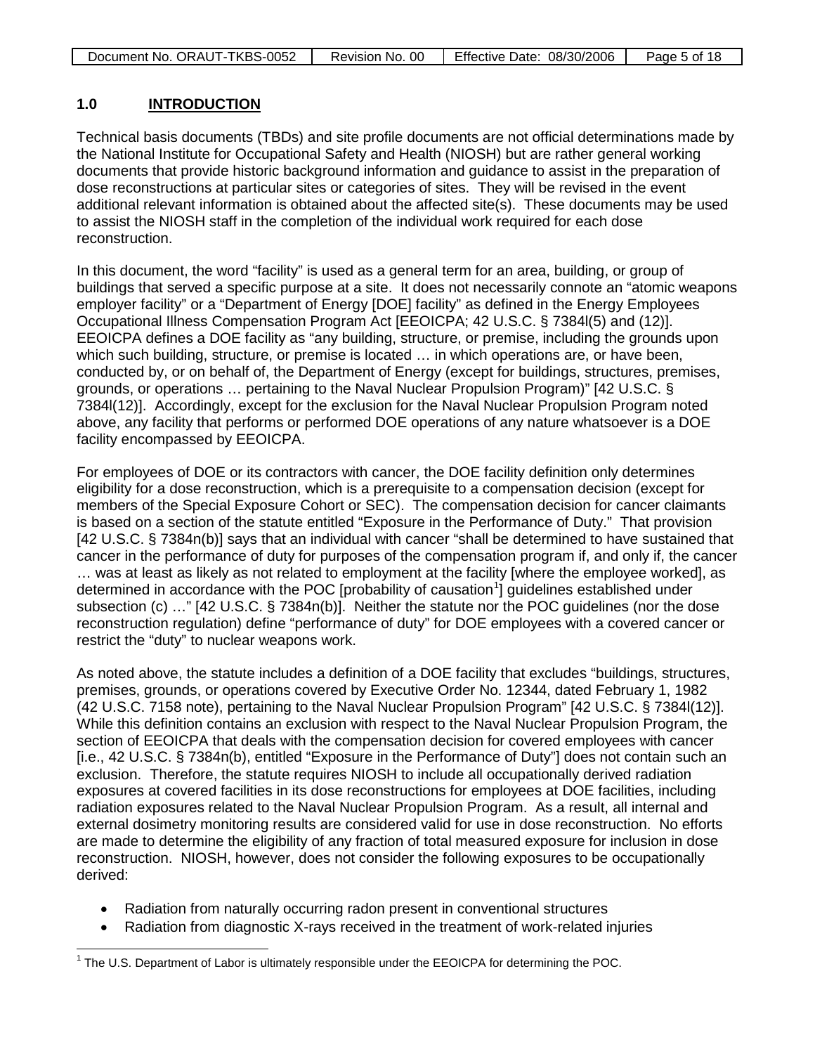## 1.0 INTRODUCTION

Technical basis documents (TBDs) and site profile documents are not official determinations made by the National Institute for Occupational Safety and Health (NIOSH) but are rather general working documents that provide historic background information and guidance to assist in the preparation of dose reconstructions at particular sites or categories of sites. They will be revised in the event additional relevant information is obtained about the affected site(s). These documents may be used to assist the NIOSH staff in the completion of the individual work required for each dose reconstruction.

In this document, the word "facility" is used as a general term for an area, building, or group of buildings that served a specific purpose at a site. It does not necessarily connote an "atomic weapons employer facility" or a "Department of Energy [DOE] facility" as defined in the Energy Employees Occupational Illness Compensation Program Act [EEOICPA; 42 U.S.C. § 7384l(5) and (12)]. EEOICPA defines a DOE facility as "any building, structure, or premise, including the grounds upon which such building, structure, or premise is located … in which operations are, or have been, conducted by, or on behalf of, the Department of Energy (except for buildings, structures, premises, grounds, or operations … pertaining to the Naval Nuclear Propulsion Program)" [42 U.S.C. § 7384l(12)]. Accordingly, except for the exclusion for the Naval Nuclear Propulsion Program noted above, any facility that performs or performed DOE operations of any nature whatsoever is a DOE facility encompassed by EEOICPA.

For employees of DOE or its contractors with cancer, the DOE facility definition only determines eligibility for a dose reconstruction, which is a prerequisite to a compensation decision (except for members of the Special Exposure Cohort or SEC). The compensation decision for cancer claimants is based on a section of the statute entitled "Exposure in the Performance of Duty." That provision [42 U.S.C. § 7384n(b)] says that an individual with cancer "shall be determined to have sustained that cancer in the performance of duty for purposes of the compensation program if, and only if, the cancer … was at least as likely as not related to employment at the facility [where the employee worked], as determined in accordance with the POC [probability of causation[1]] guidelines established under subsection (c) …" [42 U.S.C. § 7384n(b)]. Neither the statute nor the POC guidelines (nor the dose reconstruction regulation) define "performance of duty" for DOE employees with a covered cancer or restrict the "duty" to nuclear weapons work.

As noted above, the statute includes a definition of a DOE facility that excludes "buildings, structures, premises, grounds, or operations covered by Executive Order No. 12344, dated February 1, 1982 (42 U.S.C. 7158 note), pertaining to the Naval Nuclear Propulsion Program" [42 U.S.C. § 7384l(12)]. While this definition contains an exclusion with respect to the Naval Nuclear Propulsion Program, the section of EEOICPA that deals with the compensation decision for covered employees with cancer [i.e., 42 U.S.C. § 7384n(b), entitled "Exposure in the Performance of Duty"] does not contain such an exclusion. Therefore, the statute requires NIOSH to include all occupationally derived radiation exposures at covered facilities in its dose reconstructions for employees at DOE facilities, including radiation exposures related to the Naval Nuclear Propulsion Program. As a result, all internal and external dosimetry monitoring results are considered valid for use in dose reconstruction. No efforts are made to determine the eligibility of any fraction of total measured exposure for inclusion in dose reconstruction. NIOSH, however, does not consider the following exposures to be occupationally derived:

- Radiation from naturally occurring radon present in conventional structures
- Radiation from diagnostic X-rays received in the treatment of work-related injuries

[1] The U.S. Department of Labor is ultimately responsible under the EEOICPA for determining the POC.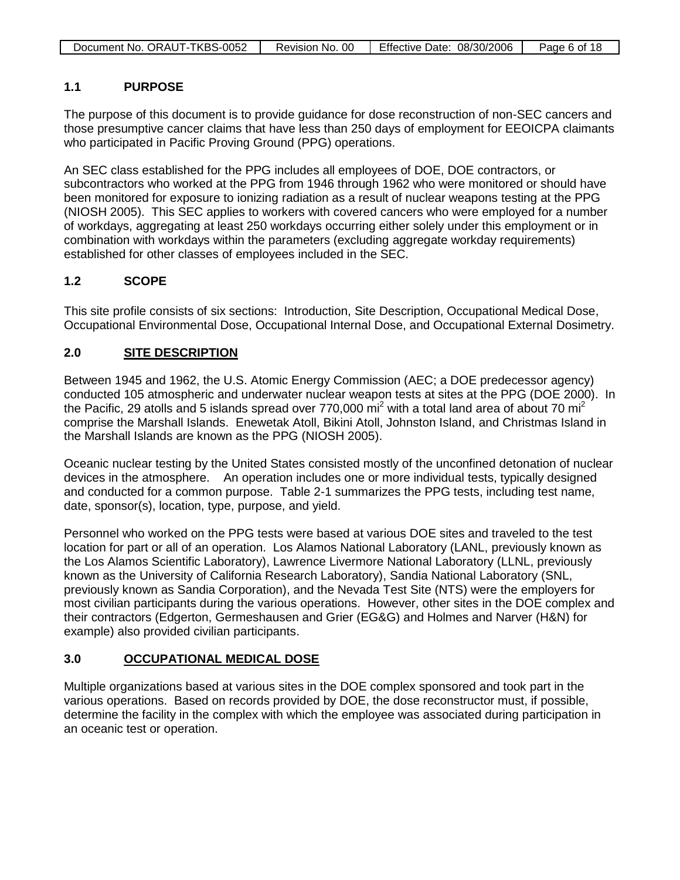## 1.1 PURPOSE

The purpose of this document is to provide guidance for dose reconstruction of non-SEC cancers and those presumptive cancer claims that have less than 250 days of employment for EEOICPA claimants who participated in Pacific Proving Ground (PPG) operations.

An SEC class established for the PPG includes all employees of DOE, DOE contractors, or subcontractors who worked at the PPG from 1946 through 1962 who were monitored or should have been monitored for exposure to ionizing radiation as a result of nuclear weapons testing at the PPG (NIOSH 2005). This SEC applies to workers with covered cancers who were employed for a number of workdays, aggregating at least 250 workdays occurring either solely under this employment or in combination with workdays within the parameters (excluding aggregate workday requirements) established for other classes of employees included in the SEC.

## 1.2 SCOPE

This site profile consists of six sections: Introduction, Site Description, Occupational Medical Dose, Occupational Environmental Dose, Occupational Internal Dose, and Occupational External Dosimetry.

## 2.0 SITE DESCRIPTION

Between 1945 and 1962, the U.S. Atomic Energy Commission (AEC; a DOE predecessor agency) conducted 105 atmospheric and underwater nuclear weapon tests at sites at the PPG (DOE 2000). In the Pacific, 29 atolls and 5 islands spread over 770,000 $mi^2$ with a total land area of about 70 $mi^2$ comprise the Marshall Islands. Enewetak Atoll, Bikini Atoll, Johnston Island, and Christmas Island in the Marshall Islands are known as the PPG (NIOSH 2005).

Oceanic nuclear testing by the United States consisted mostly of the unconfined detonation of nuclear devices in the atmosphere. An operation includes one or more individual tests, typically designed and conducted for a common purpose. Table 2-1 summarizes the PPG tests, including test name, date, sponsor(s), location, type, purpose, and yield.

Personnel who worked on the PPG tests were based at various DOE sites and traveled to the test location for part or all of an operation. Los Alamos National Laboratory (LANL, previously known as the Los Alamos Scientific Laboratory), Lawrence Livermore National Laboratory (LLNL, previously known as the University of California Research Laboratory), Sandia National Laboratory (SNL, previously known as Sandia Corporation), and the Nevada Test Site (NTS) were the employers for most civilian participants during the various operations. However, other sites in the DOE complex and their contractors (Edgerton, Germeshausen and Grier (EG&G) and Holmes and Narver (H&N) for example) also provided civilian participants.

## 3.0 OCCUPATIONAL MEDICAL DOSE

Multiple organizations based at various sites in the DOE complex sponsored and took part in the various operations. Based on records provided by DOE, the dose reconstructor must, if possible, determine the facility in the complex with which the employee was associated during participation in an oceanic test or operation.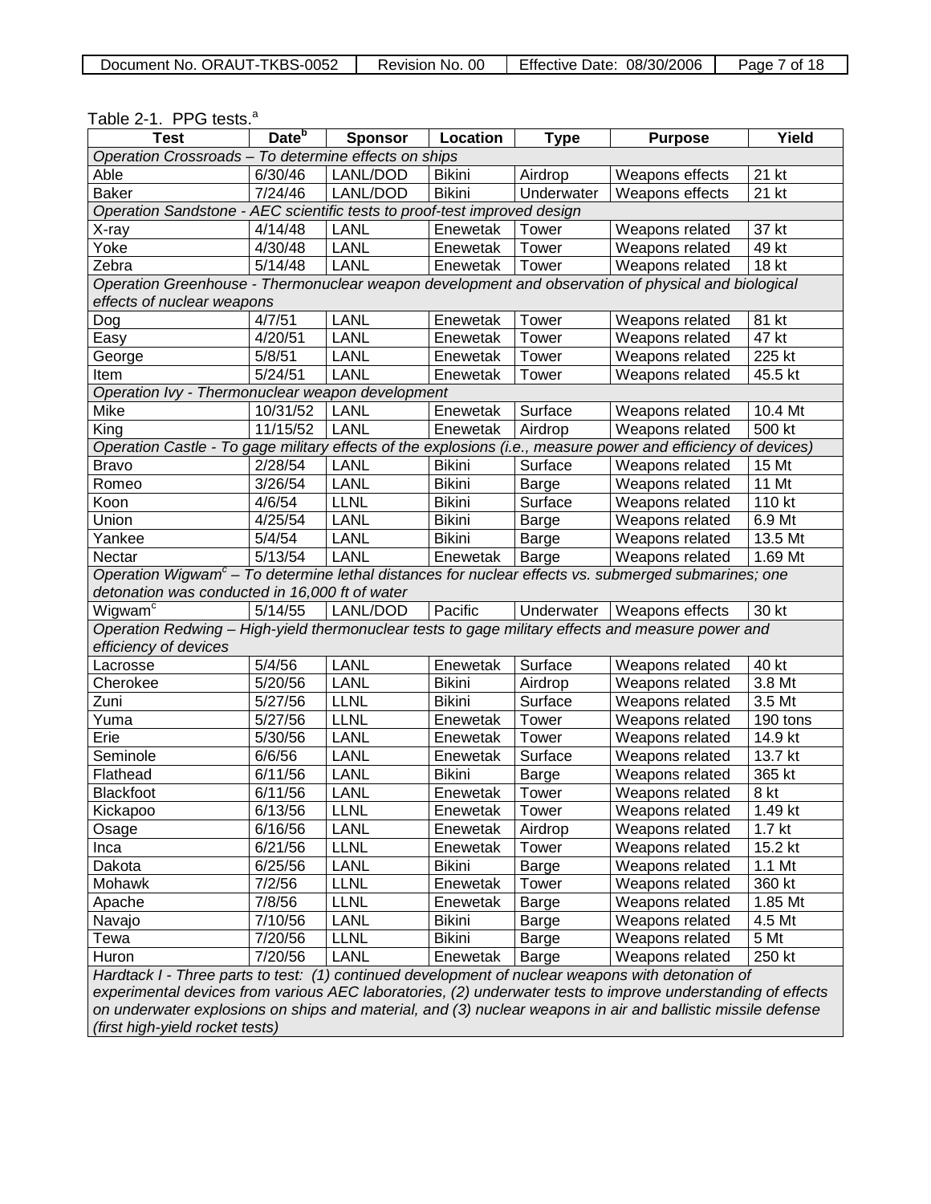Table 2-1. PPG tests.[a]

| Test | Date[b] | Sponsor | Location | Type | Purpose | Yield |
|---|---|---|---|---|---|---|
| *Operation Crossroads – To determine effects on ships* | | | | | | |
| Able | 6/30/46 | LANL/DOD | Bikini | Airdrop | Weapons effects | 21 kt |
| Baker | 7/24/46 | LANL/DOD | Bikini | Underwater | Weapons effects | 21 kt |
| *Operation Sandstone - AEC scientific tests to proof-test improved design* | | | | | | |
| X-ray | 4/14/48 | LANL | Enewetak | Tower | Weapons related | 37 kt |
| Yoke | 4/30/48 | LANL | Enewetak | Tower | Weapons related | 49 kt |
| Zebra | 5/14/48 | LANL | Enewetak | Tower | Weapons related | 18 kt |
| *Operation Greenhouse - Thermonuclear weapon development and observation of physical and biological effects of nuclear weapons* | | | | | | |
| Dog | 4/7/51 | LANL | Enewetak | Tower | Weapons related | 81 kt |
| Easy | 4/20/51 | LANL | Enewetak | Tower | Weapons related | 47 kt |
| George | 5/8/51 | LANL | Enewetak | Tower | Weapons related | 225 kt |
| Item | 5/24/51 | LANL | Enewetak | Tower | Weapons related | 45.5 kt |
| *Operation Ivy - Thermonuclear weapon development* | | | | | | |
| Mike | 10/31/52 | LANL | Enewetak | Surface | Weapons related | 10.4 Mt |
| King | 11/15/52 | LANL | Enewetak | Airdrop | Weapons related | 500 kt |
| *Operation Castle - To gage military effects of the explosions (i.e., measure power and efficiency of devices)* | | | | | | |
| Bravo | 2/28/54 | LANL | Bikini | Surface | Weapons related | 15 Mt |
| Romeo | 3/26/54 | LANL | Bikini | Barge | Weapons related | 11 Mt |
| Koon | 4/6/54 | LLNL | Bikini | Surface | Weapons related | 110 kt |
| Union | 4/25/54 | LANL | Bikini | Barge | Weapons related | 6.9 Mt |
| Yankee | 5/4/54 | LANL | Bikini | Barge | Weapons related | 13.5 Mt |
| Nectar | 5/13/54 | LANL | Enewetak | Barge | Weapons related | 1.69 Mt |
| *Operation Wigwam[c] – To determine lethal distances for nuclear effects vs. submerged submarines; one detonation was conducted in 16,000 ft of water* | | | | | | |
| Wigwam[c] | 5/14/55 | LANL/DOD | Pacific | Underwater | Weapons effects | 30 kt |
| *Operation Redwing – High-yield thermonuclear tests to gage military effects and measure power and efficiency of devices* | | | | | | |
| Lacrosse | 5/4/56 | LANL | Enewetak | Surface | Weapons related | 40 kt |
| Cherokee | 5/20/56 | LANL | Bikini | Airdrop | Weapons related | 3.8 Mt |
| Zuni | 5/27/56 | LLNL | Bikini | Surface | Weapons related | 3.5 Mt |
| Yuma | 5/27/56 | LLNL | Enewetak | Tower | Weapons related | 190 tons |
| Erie | 5/30/56 | LANL | Enewetak | Tower | Weapons related | 14.9 kt |
| Seminole | 6/6/56 | LANL | Enewetak | Surface | Weapons related | 13.7 kt |
| Flathead | 6/11/56 | LANL | Bikini | Barge | Weapons related | 365 kt |
| Blackfoot | 6/11/56 | LANL | Enewetak | Tower | Weapons related | 8 kt |
| Kickapoo | 6/13/56 | LLNL | Enewetak | Tower | Weapons related | 1.49 kt |
| Osage | 6/16/56 | LANL | Enewetak | Airdrop | Weapons related | 1.7 kt |
| Inca | 6/21/56 | LLNL | Enewetak | Tower | Weapons related | 15.2 kt |
| Dakota | 6/25/56 | LANL | Bikini | Barge | Weapons related | 1.1 Mt |
| Mohawk | 7/2/56 | LLNL | Enewetak | Tower | Weapons related | 360 kt |
| Apache | 7/8/56 | LLNL | Enewetak | Barge | Weapons related | 1.85 Mt |
| Navajo | 7/10/56 | LANL | Bikini | Barge | Weapons related | 4.5 Mt |
| Tewa | 7/20/56 | LLNL | Bikini | Barge | Weapons related | 5 Mt |
| Huron | 7/20/56 | LANL | Enewetak | Barge | Weapons related | 250 kt |
| *Hardtack I - Three parts to test: (1) continued development of nuclear weapons with detonation of experimental devices from various AEC laboratories, (2) underwater tests to improve understanding of effects on underwater explosions on ships and material, and (3) nuclear weapons in air and ballistic missile defense (first high-yield rocket tests)* | | | | | | |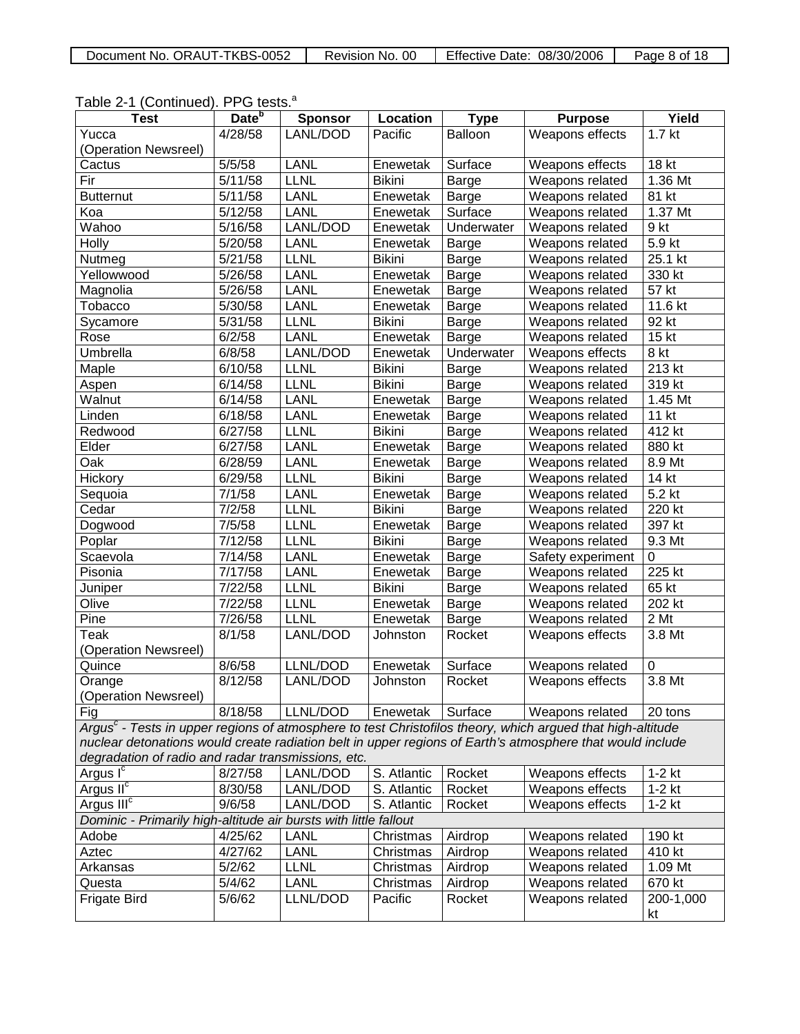Table 2-1 (Continued). PPG tests.[a]

| Test | Date[b] | Sponsor | Location | Type | Purpose | Yield |
|---|---|---|---|---|---|---|
| Yucca (Operation Newsreel) | 4/28/58 | LANL/DOD | Pacific | Balloon | Weapons effects | 1.7 kt |
| Cactus | 5/5/58 | LANL | Enewetak | Surface | Weapons effects | 18 kt |
| Fir | 5/11/58 | LLNL | Bikini | Barge | Weapons related | 1.36 Mt |
| Butternut | 5/11/58 | LANL | Enewetak | Barge | Weapons related | 81 kt |
| Koa | 5/12/58 | LANL | Enewetak | Surface | Weapons related | 1.37 Mt |
| Wahoo | 5/16/58 | LANL/DOD | Enewetak | Underwater | Weapons related | 9 kt |
| Holly | 5/20/58 | LANL | Enewetak | Barge | Weapons related | 5.9 kt |
| Nutmeg | 5/21/58 | LLNL | Bikini | Barge | Weapons related | 25.1 kt |
| Yellowwood | 5/26/58 | LANL | Enewetak | Barge | Weapons related | 330 kt |
| Magnolia | 5/26/58 | LANL | Enewetak | Barge | Weapons related | 57 kt |
| Tobacco | 5/30/58 | LANL | Enewetak | Barge | Weapons related | 11.6 kt |
| Sycamore | 5/31/58 | LLNL | Bikini | Barge | Weapons related | 92 kt |
| Rose | 6/2/58 | LANL | Enewetak | Barge | Weapons related | 15 kt |
| Umbrella | 6/8/58 | LANL/DOD | Enewetak | Underwater | Weapons effects | 8 kt |
| Maple | 6/10/58 | LLNL | Bikini | Barge | Weapons related | 213 kt |
| Aspen | 6/14/58 | LLNL | Bikini | Barge | Weapons related | 319 kt |
| Walnut | 6/14/58 | LANL | Enewetak | Barge | Weapons related | 1.45 Mt |
| Linden | 6/18/58 | LANL | Enewetak | Barge | Weapons related | 11 kt |
| Redwood | 6/27/58 | LLNL | Bikini | Barge | Weapons related | 412 kt |
| Elder | 6/27/58 | LANL | Enewetak | Barge | Weapons related | 880 kt |
| Oak | 6/28/59 | LANL | Enewetak | Barge | Weapons related | 8.9 Mt |
| Hickory | 6/29/58 | LLNL | Bikini | Barge | Weapons related | 14 kt |
| Sequoia | 7/1/58 | LANL | Enewetak | Barge | Weapons related | 5.2 kt |
| Cedar | 7/2/58 | LLNL | Bikini | Barge | Weapons related | 220 kt |
| Dogwood | 7/5/58 | LLNL | Enewetak | Barge | Weapons related | 397 kt |
| Poplar | 7/12/58 | LLNL | Bikini | Barge | Weapons related | 9.3 Mt |
| Scaevola | 7/14/58 | LANL | Enewetak | Barge | Safety experiment | 0 |
| Pisonia | 7/17/58 | LANL | Enewetak | Barge | Weapons related | 225 kt |
| Juniper | 7/22/58 | LLNL | Bikini | Barge | Weapons related | 65 kt |
| Olive | 7/22/58 | LLNL | Enewetak | Barge | Weapons related | 202 kt |
| Pine | 7/26/58 | LLNL | Enewetak | Barge | Weapons related | 2 Mt |
| Teak (Operation Newsreel) | 8/1/58 | LANL/DOD | Johnston | Rocket | Weapons effects | 3.8 Mt |
| Quince | 8/6/58 | LLNL/DOD | Enewetak | Surface | Weapons related | 0 |
| Orange (Operation Newsreel) | 8/12/58 | LANL/DOD | Johnston | Rocket | Weapons effects | 3.8 Mt |
| Fig | 8/18/58 | LLNL/DOD | Enewetak | Surface | Weapons related | 20 tons |
| *Argus[c] - Tests in upper regions of atmosphere to test Christofilos theory, which argued that high-altitude nuclear detonations would create radiation belt in upper regions of Earth's atmosphere that would include degradation of radio and radar transmissions, etc.* | | | | | | |
| Argus I[c] | 8/27/58 | LANL/DOD | S. Atlantic | Rocket | Weapons effects | 1-2 kt |
| Argus II[c] | 8/30/58 | LANL/DOD | S. Atlantic | Rocket | Weapons effects | 1-2 kt |
| Argus III[c] | 9/6/58 | LANL/DOD | S. Atlantic | Rocket | Weapons effects | 1-2 kt |
| *Dominic - Primarily high-altitude air bursts with little fallout* | | | | | | |
| Adobe | 4/25/62 | LANL | Christmas | Airdrop | Weapons related | 190 kt |
| Aztec | 4/27/62 | LANL | Christmas | Airdrop | Weapons related | 410 kt |
| Arkansas | 5/2/62 | LLNL | Christmas | Airdrop | Weapons related | 1.09 Mt |
| Questa | 5/4/62 | LANL | Christmas | Airdrop | Weapons related | 670 kt |
| Frigate Bird | 5/6/62 | LLNL/DOD | Pacific | Rocket | Weapons related | 200-1,000 kt |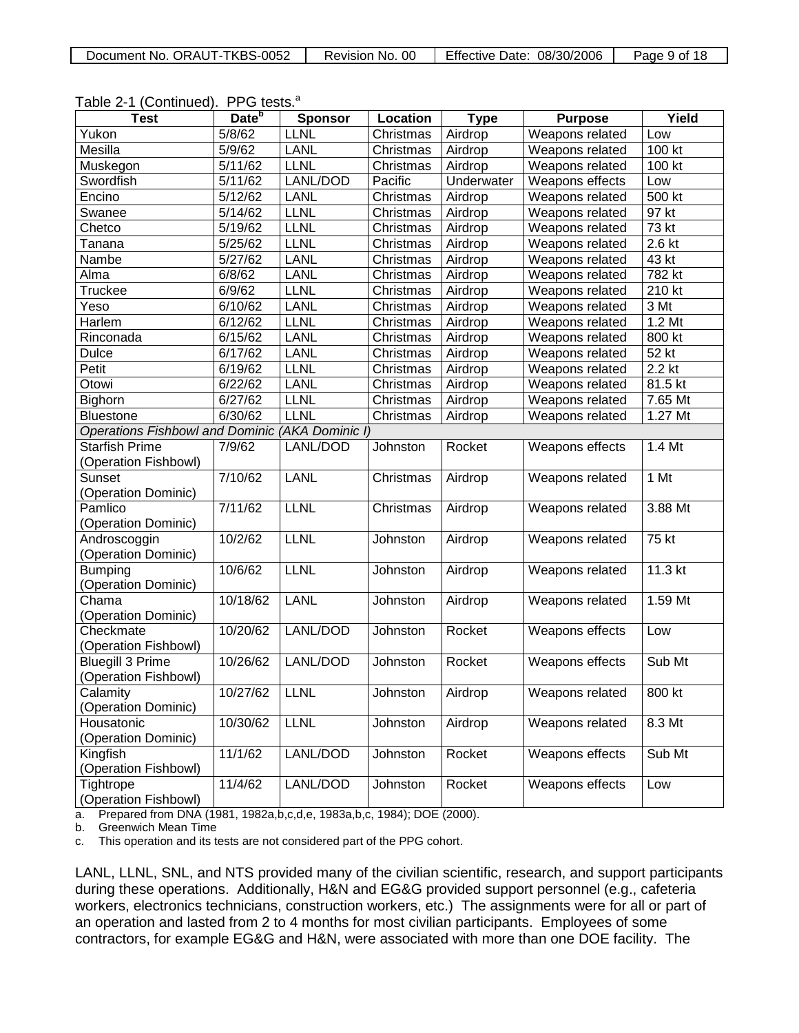Table 2-1 (Continued). PPG tests.[a]

| Test | Date[b] | Sponsor | Location | Type | Purpose | Yield |
|---|---|---|---|---|---|---|
| Yukon | 5/8/62 | LLNL | Christmas | Airdrop | Weapons related | Low |
| Mesilla | 5/9/62 | LANL | Christmas | Airdrop | Weapons related | 100 kt |
| Muskegon | 5/11/62 | LLNL | Christmas | Airdrop | Weapons related | 100 kt |
| Swordfish | 5/11/62 | LANL/DOD | Pacific | Underwater | Weapons effects | Low |
| Encino | 5/12/62 | LANL | Christmas | Airdrop | Weapons related | 500 kt |
| Swanee | 5/14/62 | LLNL | Christmas | Airdrop | Weapons related | 97 kt |
| Chetco | 5/19/62 | LLNL | Christmas | Airdrop | Weapons related | 73 kt |
| Tanana | 5/25/62 | LLNL | Christmas | Airdrop | Weapons related | 2.6 kt |
| Nambe | 5/27/62 | LANL | Christmas | Airdrop | Weapons related | 43 kt |
| Alma | 6/8/62 | LANL | Christmas | Airdrop | Weapons related | 782 kt |
| Truckee | 6/9/62 | LLNL | Christmas | Airdrop | Weapons related | 210 kt |
| Yeso | 6/10/62 | LANL | Christmas | Airdrop | Weapons related | 3 Mt |
| Harlem | 6/12/62 | LLNL | Christmas | Airdrop | Weapons related | 1.2 Mt |
| Rinconada | 6/15/62 | LANL | Christmas | Airdrop | Weapons related | 800 kt |
| Dulce | 6/17/62 | LANL | Christmas | Airdrop | Weapons related | 52 kt |
| Petit | 6/19/62 | LLNL | Christmas | Airdrop | Weapons related | 2.2 kt |
| Otowi | 6/22/62 | LANL | Christmas | Airdrop | Weapons related | 81.5 kt |
| Bighorn | 6/27/62 | LLNL | Christmas | Airdrop | Weapons related | 7.65 Mt |
| Bluestone | 6/30/62 | LLNL | Christmas | Airdrop | Weapons related | 1.27 Mt |
| *Operations Fishbowl and Dominic (AKA Dominic I)* | | | | | | |
| Starfish Prime (Operation Fishbowl) | 7/9/62 | LANL/DOD | Johnston | Rocket | Weapons effects | 1.4 Mt |
| Sunset (Operation Dominic) | 7/10/62 | LANL | Christmas | Airdrop | Weapons related | 1 Mt |
| Pamlico (Operation Dominic) | 7/11/62 | LLNL | Christmas | Airdrop | Weapons related | 3.88 Mt |
| Androscoggin (Operation Dominic) | 10/2/62 | LLNL | Johnston | Airdrop | Weapons related | 75 kt |
| Bumping (Operation Dominic) | 10/6/62 | LLNL | Johnston | Airdrop | Weapons related | 11.3 kt |
| Chama (Operation Dominic) | 10/18/62 | LANL | Johnston | Airdrop | Weapons related | 1.59 Mt |
| Checkmate (Operation Fishbowl) | 10/20/62 | LANL/DOD | Johnston | Rocket | Weapons effects | Low |
| Bluegill 3 Prime (Operation Fishbowl) | 10/26/62 | LANL/DOD | Johnston | Rocket | Weapons effects | Sub Mt |
| Calamity (Operation Dominic) | 10/27/62 | LLNL | Johnston | Airdrop | Weapons related | 800 kt |
| Housatonic (Operation Dominic) | 10/30/62 | LLNL | Johnston | Airdrop | Weapons related | 8.3 Mt |
| Kingfish (Operation Fishbowl) | 11/1/62 | LANL/DOD | Johnston | Rocket | Weapons effects | Sub Mt |
| Tightrope (Operation Fishbowl) | 11/4/62 | LANL/DOD | Johnston | Rocket | Weapons effects | Low |

a. Prepared from DNA (1981, 1982a,b,c,d,e, 1983a,b,c, 1984); DOE (2000).
b. Greenwich Mean Time
c. This operation and its tests are not considered part of the PPG cohort.

LANL, LLNL, SNL, and NTS provided many of the civilian scientific, research, and support participants during these operations. Additionally, H&N and EG&G provided support personnel (e.g., cafeteria workers, electronics technicians, construction workers, etc.) The assignments were for all or part of an operation and lasted from 2 to 4 months for most civilian participants. Employees of some contractors, for example EG&G and H&N, were associated with more than one DOE facility. The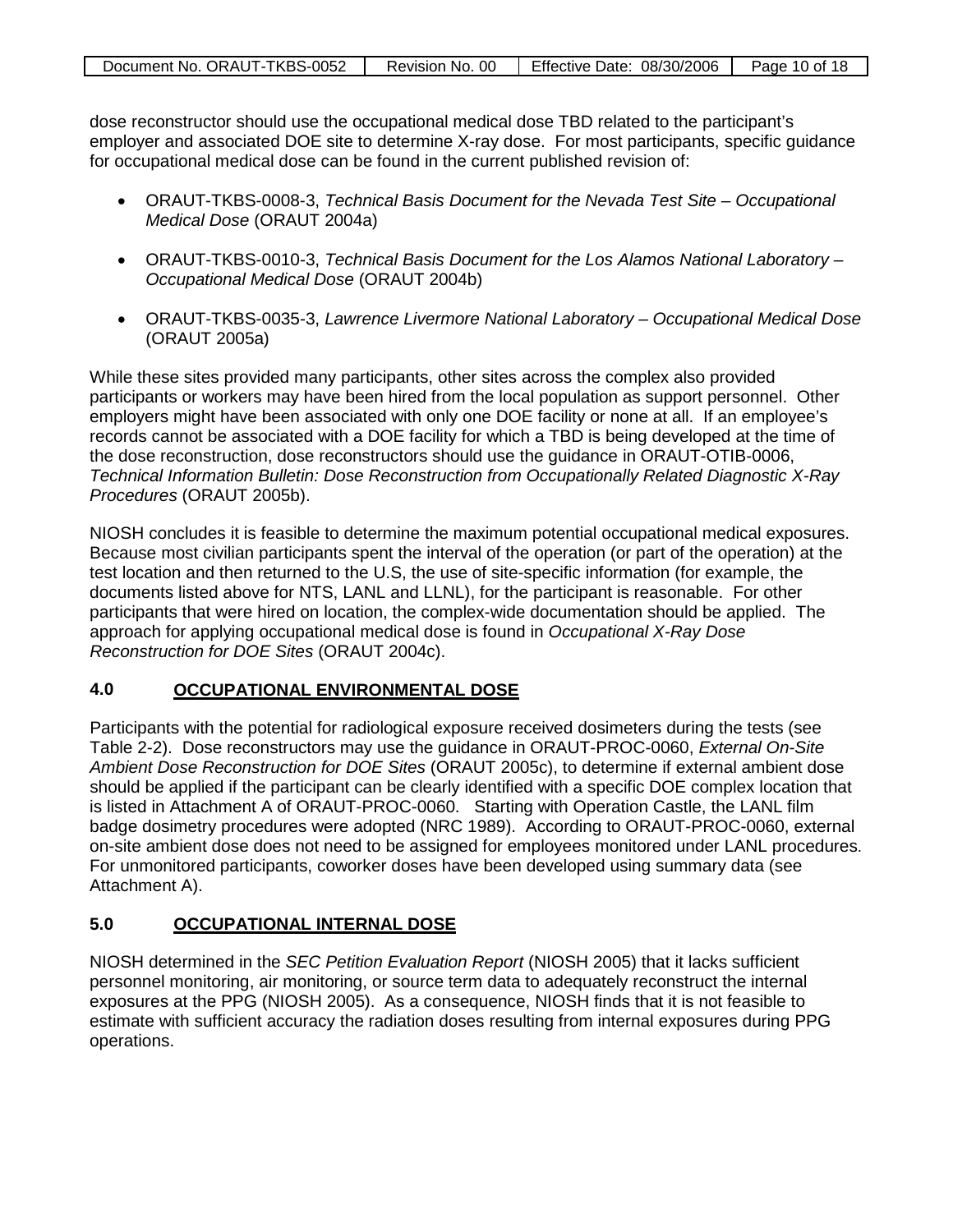dose reconstructor should use the occupational medical dose TBD related to the participant's employer and associated DOE site to determine X-ray dose. For most participants, specific guidance for occupational medical dose can be found in the current published revision of:

- ORAUT-TKBS-0008-3, *Technical Basis Document for the Nevada Test Site – Occupational Medical Dose* (ORAUT 2004a)
- ORAUT-TKBS-0010-3, *Technical Basis Document for the Los Alamos National Laboratory – Occupational Medical Dose* (ORAUT 2004b)
- ORAUT-TKBS-0035-3, *Lawrence Livermore National Laboratory – Occupational Medical Dose* (ORAUT 2005a)

While these sites provided many participants, other sites across the complex also provided participants or workers may have been hired from the local population as support personnel. Other employers might have been associated with only one DOE facility or none at all. If an employee's records cannot be associated with a DOE facility for which a TBD is being developed at the time of the dose reconstruction, dose reconstructors should use the guidance in ORAUT-OTIB-0006, *Technical Information Bulletin: Dose Reconstruction from Occupationally Related Diagnostic X-Ray Procedures* (ORAUT 2005b).

NIOSH concludes it is feasible to determine the maximum potential occupational medical exposures. Because most civilian participants spent the interval of the operation (or part of the operation) at the test location and then returned to the U.S, the use of site-specific information (for example, the documents listed above for NTS, LANL and LLNL), for the participant is reasonable. For other participants that were hired on location, the complex-wide documentation should be applied. The approach for applying occupational medical dose is found in *Occupational X-Ray Dose Reconstruction for DOE Sites* (ORAUT 2004c).

## 4.0 OCCUPATIONAL ENVIRONMENTAL DOSE

Participants with the potential for radiological exposure received dosimeters during the tests (see Table 2-2). Dose reconstructors may use the guidance in ORAUT-PROC-0060, *External On-Site Ambient Dose Reconstruction for DOE Sites* (ORAUT 2005c), to determine if external ambient dose should be applied if the participant can be clearly identified with a specific DOE complex location that is listed in Attachment A of ORAUT-PROC-0060. Starting with Operation Castle, the LANL film badge dosimetry procedures were adopted (NRC 1989). According to ORAUT-PROC-0060, external on-site ambient dose does not need to be assigned for employees monitored under LANL procedures. For unmonitored participants, coworker doses have been developed using summary data (see Attachment A).

## 5.0 OCCUPATIONAL INTERNAL DOSE

NIOSH determined in the *SEC Petition Evaluation Report* (NIOSH 2005) that it lacks sufficient personnel monitoring, air monitoring, or source term data to adequately reconstruct the internal exposures at the PPG (NIOSH 2005). As a consequence, NIOSH finds that it is not feasible to estimate with sufficient accuracy the radiation doses resulting from internal exposures during PPG operations.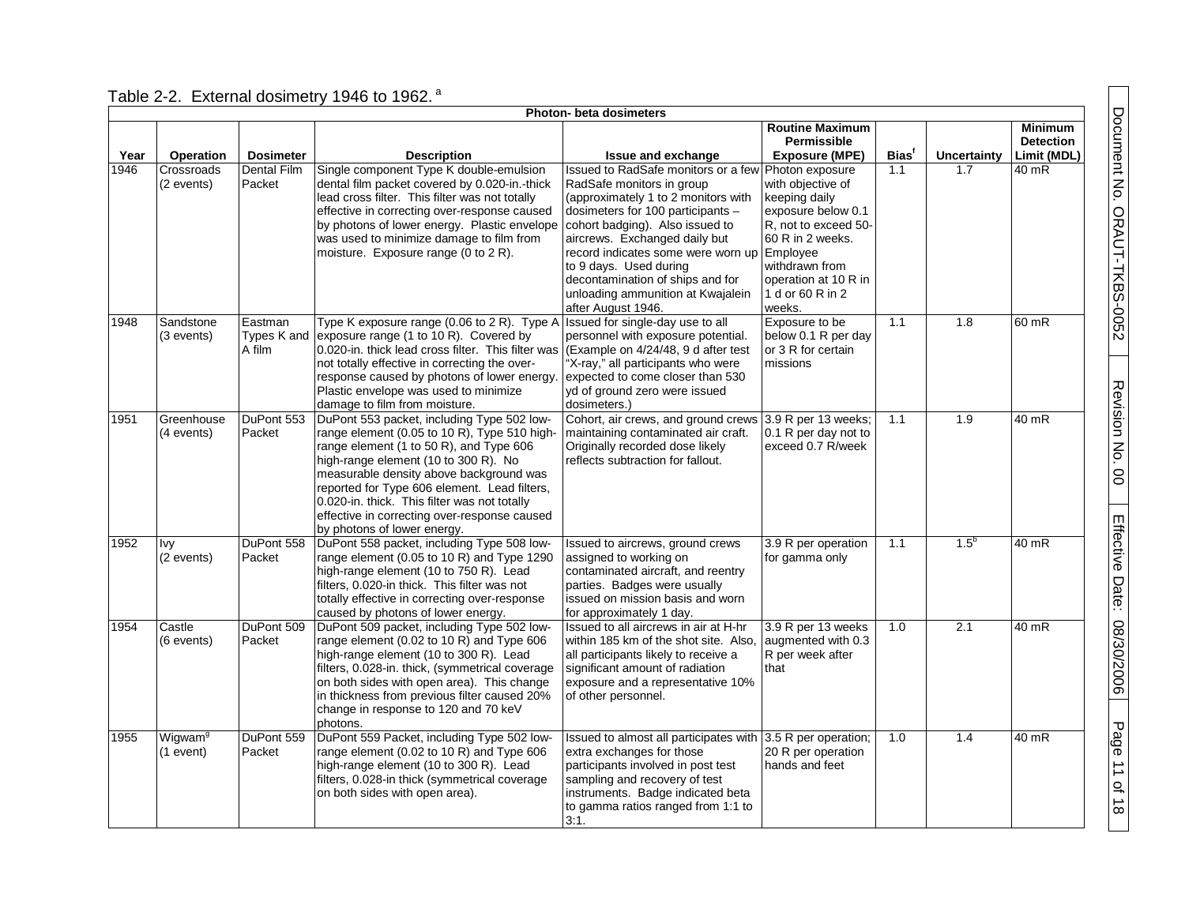Table 2-2. External dosimetry 1946 to 1962.[a]

| Photon- beta dosimeters | | | | | | | | |
|---|---|---|---|---|---|---|---|---|
| Year | Operation | Dosimeter | Description | Issue and exchange | Routine Maximum Permissible Exposure (MPE) | Bias[f] | Uncertainty | Minimum Detection Limit (MDL) |
| 1946 | Crossroads (2 events) | Dental Film Packet | Single component Type K double-emulsion dental film packet covered by 0.020-in.-thick lead cross filter. This filter was not totally effective in correcting over-response caused by photons of lower energy. Plastic envelope was used to minimize damage to film from moisture. Exposure range (0 to 2 R). | Issued to RadSafe monitors or a few RadSafe monitors in group (approximately 1 to 2 monitors with dosimeters for 100 participants – cohort badging). Also issued to aircrews. Exchanged daily but record indicates some were worn up to 9 days. Used during decontamination of ships and for unloading ammunition at Kwajalein after August 1946. | Photon exposure with objective of keeping daily exposure below 0.1 R, not to exceed 50-60 R in 2 weeks. Employee withdrawn from operation at 10 R in 1 d or 60 R in 2 weeks. | 1.1 | 1.7 | 40 mR |
| 1948 | Sandstone (3 events) | Eastman Types K and A film | Type K exposure range (0.06 to 2 R). Type A exposure range (1 to 10 R). Covered by 0.020-in. thick lead cross filter. This filter was not totally effective in correcting the over-response caused by photons of lower energy. Plastic envelope was used to minimize damage to film from moisture. | Issued for single-day use to all personnel with exposure potential. (Example on 4/24/48, 9 d after test "X-ray," all participants who were expected to come closer than 530 yd of ground zero were issued dosimeters.) | Exposure to be below 0.1 R per day or 3 R for certain missions | 1.1 | 1.8 | 60 mR |
| 1951 | Greenhouse (4 events) | DuPont 553 Packet | DuPont 553 packet, including Type 502 low-range element (0.05 to 10 R), Type 510 high-range element (1 to 50 R), and Type 606 high-range element (10 to 300 R). No measurable density above background was reported for Type 606 element. Lead filters, 0.020-in. thick. This filter was not totally effective in correcting over-response caused by photons of lower energy. | Cohort, air crews, and ground crews maintaining contaminated air craft. Originally recorded dose likely reflects subtraction for fallout. | 3.9 R per 13 weeks; 0.1 R per day not to exceed 0.7 R/week | 1.1 | 1.9 | 40 mR |
| 1952 | Ivy (2 events) | DuPont 558 Packet | DuPont 558 packet, including Type 508 low-range element (0.05 to 10 R) and Type 1290 high-range element (10 to 750 R). Lead filters, 0.020-in thick. This filter was not totally effective in correcting over-response caused by photons of lower energy. | Issued to aircrews, ground crews assigned to working on contaminated aircraft, and reentry parties. Badges were usually issued on mission basis and worn for approximately 1 day. | 3.9 R per operation for gamma only | 1.1 | 1.5[b] | 40 mR |
| 1954 | Castle (6 events) | DuPont 509 Packet | DuPont 509 packet, including Type 502 low-range element (0.02 to 10 R) and Type 606 high-range element (10 to 300 R). Lead filters, 0.028-in. thick, (symmetrical coverage on both sides with open area). This change in thickness from previous filter caused 20% change in response to 120 and 70 keV photons. | Issued to all aircrews in air at H-hr within 185 km of the shot site. Also, all participants likely to receive a significant amount of radiation exposure and a representative 10% of other personnel. | 3.9 R per 13 weeks augmented with 0.3 R per week after that | 1.0 | 2.1 | 40 mR |
| 1955 | Wigwam[g] (1 event) | DuPont 559 Packet | DuPont 559 Packet, including Type 502 low-range element (0.02 to 10 R) and Type 606 high-range element (10 to 300 R). Lead filters, 0.028-in thick (symmetrical coverage on both sides with open area). | Issued to almost all participates with extra exchanges for those participants involved in post test sampling and recovery of test instruments. Badge indicated beta to gamma ratios ranged from 1:1 to 3:1. | 3.5 R per operation; 20 R per operation hands and feet | 1.0 | 1.4 | 40 mR |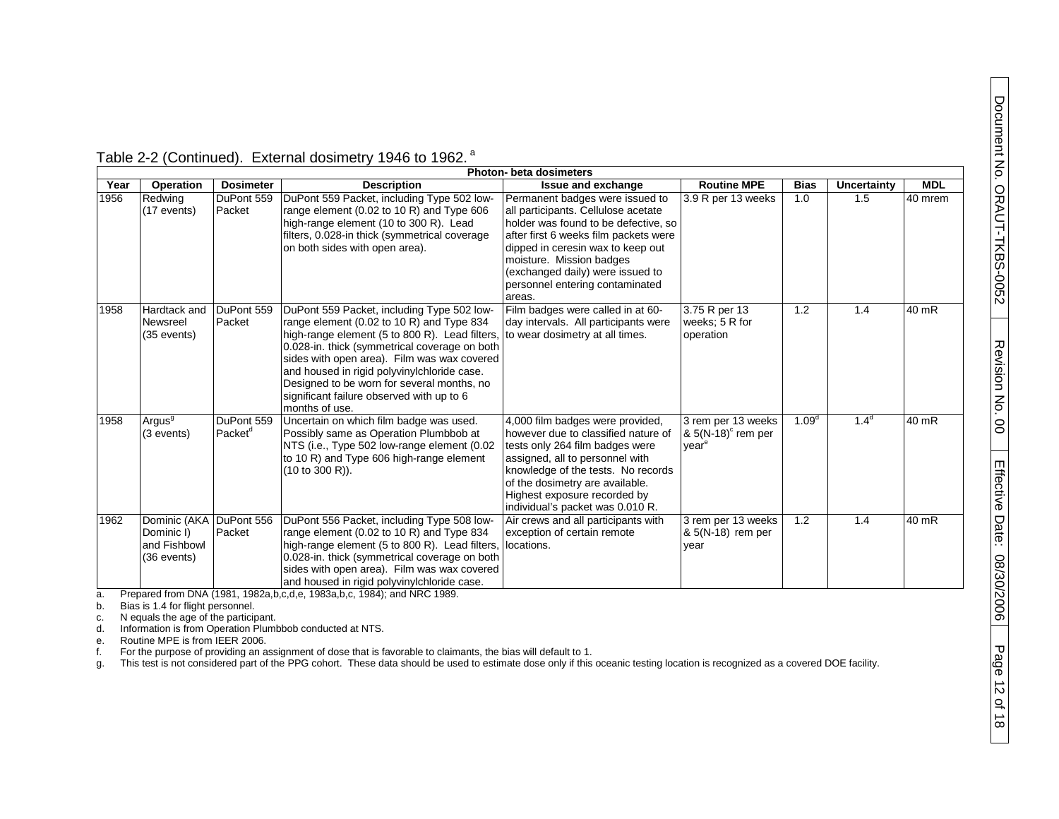Table 2-2 (Continued). External dosimetry 1946 to 1962.[a]

| Photon- beta dosimeters | | | | | | | | |
|---|---|---|---|---|---|---|---|---|
| **Year** | **Operation** | **Dosimeter** | **Description** | **Issue and exchange** | **Routine MPE** | **Bias** | **Uncertainty** | **MDL** |
| 1956 | Redwing (17 events) | DuPont 559 Packet | DuPont 559 Packet, including Type 502 low-range element (0.02 to 10 R) and Type 606 high-range element (10 to 300 R). Lead filters, 0.028-in thick (symmetrical coverage on both sides with open area). | Permanent badges were issued to all participants. Cellulose acetate holder was found to be defective, so after first 6 weeks film packets were dipped in ceresin wax to keep out moisture. Mission badges (exchanged daily) were issued to personnel entering contaminated areas. | 3.9 R per 13 weeks | 1.0 | 1.5 | 40 mrem |
| 1958 | Hardtack and Newsreel (35 events) | DuPont 559 Packet | DuPont 559 Packet, including Type 502 low-range element (0.02 to 10 R) and Type 834 high-range element (5 to 800 R). Lead filters, 0.028-in. thick (symmetrical coverage on both sides with open area). Film was wax covered and housed in rigid polyvinylchloride case. Designed to be worn for several months, no significant failure observed with up to 6 months of use. | Film badges were called in at 60-day intervals. All participants were to wear dosimetry at all times. | 3.75 R per 13 weeks; 5 R for operation | 1.2 | 1.4 | 40 mR |
| 1958 | Argus[g] (3 events) | DuPont 559 Packet[d] | Uncertain on which film badge was used. Possibly same as Operation Plumbbob at NTS (i.e., Type 502 low-range element (0.02 to 10 R) and Type 606 high-range element (10 to 300 R)). | 4,000 film badges were provided, however due to classified nature of tests only 264 film badges were assigned, all to personnel with knowledge of the tests. No records of the dosimetry are available. Highest exposure recorded by individual's packet was 0.010 R. | 3 rem per 13 weeks & 5(N-18)[c] rem per year[e] | 1.09[d] | 1.4[d] | 40 mR |
| 1962 | Dominic (AKA Dominic I) and Fishbowl (36 events) | DuPont 556 Packet | DuPont 556 Packet, including Type 508 low-range element (0.02 to 10 R) and Type 834 high-range element (5 to 800 R). Lead filters, 0.028-in. thick (symmetrical coverage on both sides with open area). Film was wax covered and housed in rigid polyvinylchloride case. | Air crews and all participants with exception of certain remote locations. | 3 rem per 13 weeks & 5(N-18) rem per year | 1.2 | 1.4 | 40 mR |

a. Prepared from DNA (1981, 1982a,b,c,d,e, 1983a,b,c, 1984); and NRC 1989.
b. Bias is 1.4 for flight personnel.
c. N equals the age of the participant.
d. Information is from Operation Plumbbob conducted at NTS.
e. Routine MPE is from IEER 2006.
f. For the purpose of providing an assignment of dose that is favorable to claimants, the bias will default to 1.
g. This test is not considered part of the PPG cohort. These data should be used to estimate dose only if this oceanic testing location is recognized as a covered DOE facility.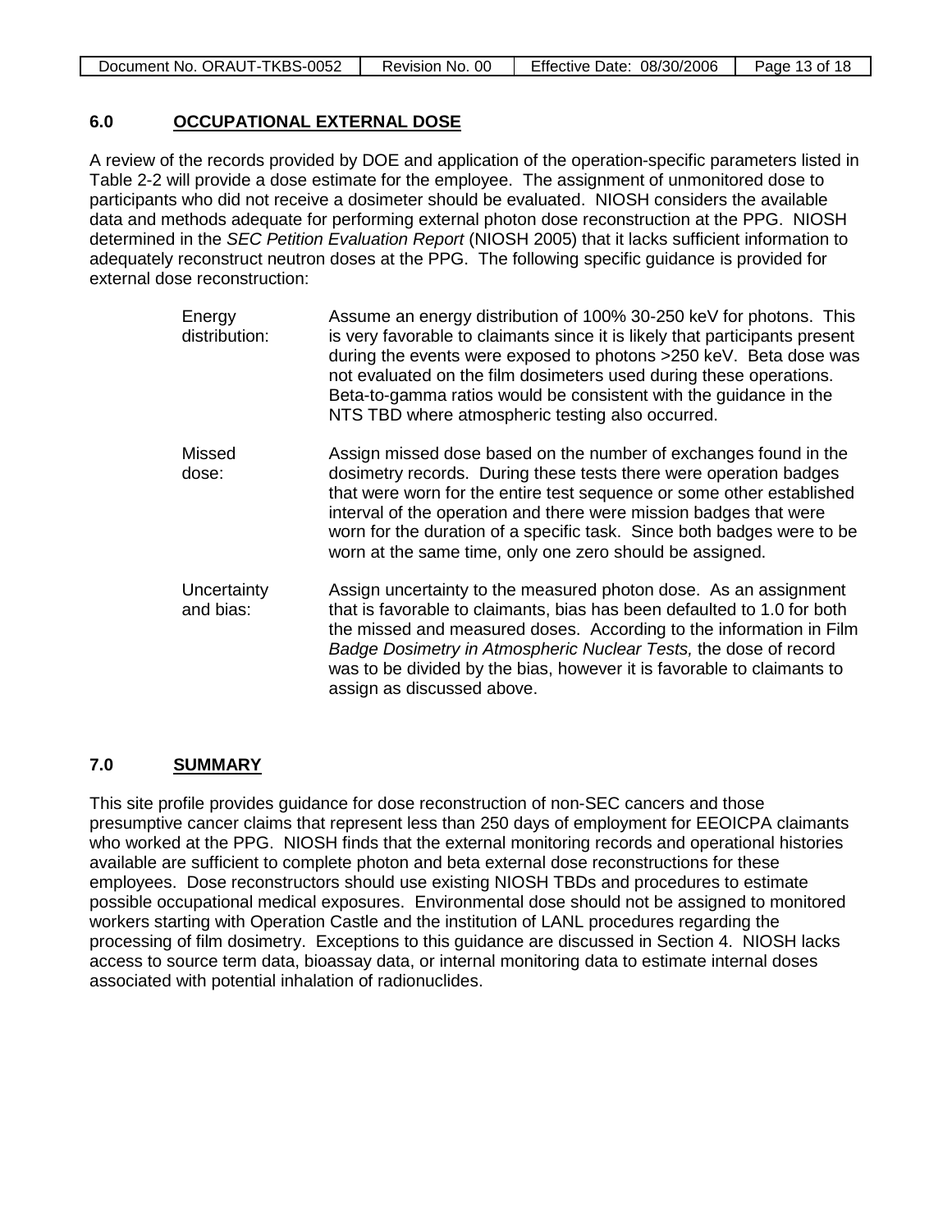## 6.0 OCCUPATIONAL EXTERNAL DOSE

A review of the records provided by DOE and application of the operation-specific parameters listed in Table 2-2 will provide a dose estimate for the employee. The assignment of unmonitored dose to participants who did not receive a dosimeter should be evaluated. NIOSH considers the available data and methods adequate for performing external photon dose reconstruction at the PPG. NIOSH determined in the *SEC Petition Evaluation Report* (NIOSH 2005) that it lacks sufficient information to adequately reconstruct neutron doses at the PPG. The following specific guidance is provided for external dose reconstruction:

| | |
|---|---|
| Energy distribution: | Assume an energy distribution of 100% 30-250 keV for photons. This is very favorable to claimants since it is likely that participants present during the events were exposed to photons >250 keV. Beta dose was not evaluated on the film dosimeters used during these operations. Beta-to-gamma ratios would be consistent with the guidance in the NTS TBD where atmospheric testing also occurred. |
| Missed dose: | Assign missed dose based on the number of exchanges found in the dosimetry records. During these tests there were operation badges that were worn for the entire test sequence or some other established interval of the operation and there were mission badges that were worn for the duration of a specific task. Since both badges were to be worn at the same time, only one zero should be assigned. |
| Uncertainty and bias: | Assign uncertainty to the measured photon dose. As an assignment that is favorable to claimants, bias has been defaulted to 1.0 for both the missed and measured doses. According to the information in *Film Badge Dosimetry in Atmospheric Nuclear Tests,* the dose of record was to be divided by the bias, however it is favorable to claimants to assign as discussed above. |

## 7.0 SUMMARY

This site profile provides guidance for dose reconstruction of non-SEC cancers and those presumptive cancer claims that represent less than 250 days of employment for EEOICPA claimants who worked at the PPG. NIOSH finds that the external monitoring records and operational histories available are sufficient to complete photon and beta external dose reconstructions for these employees. Dose reconstructors should use existing NIOSH TBDs and procedures to estimate possible occupational medical exposures. Environmental dose should not be assigned to monitored workers starting with Operation Castle and the institution of LANL procedures regarding the processing of film dosimetry. Exceptions to this guidance are discussed in Section 4. NIOSH lacks access to source term data, bioassay data, or internal monitoring data to estimate internal doses associated with potential inhalation of radionuclides.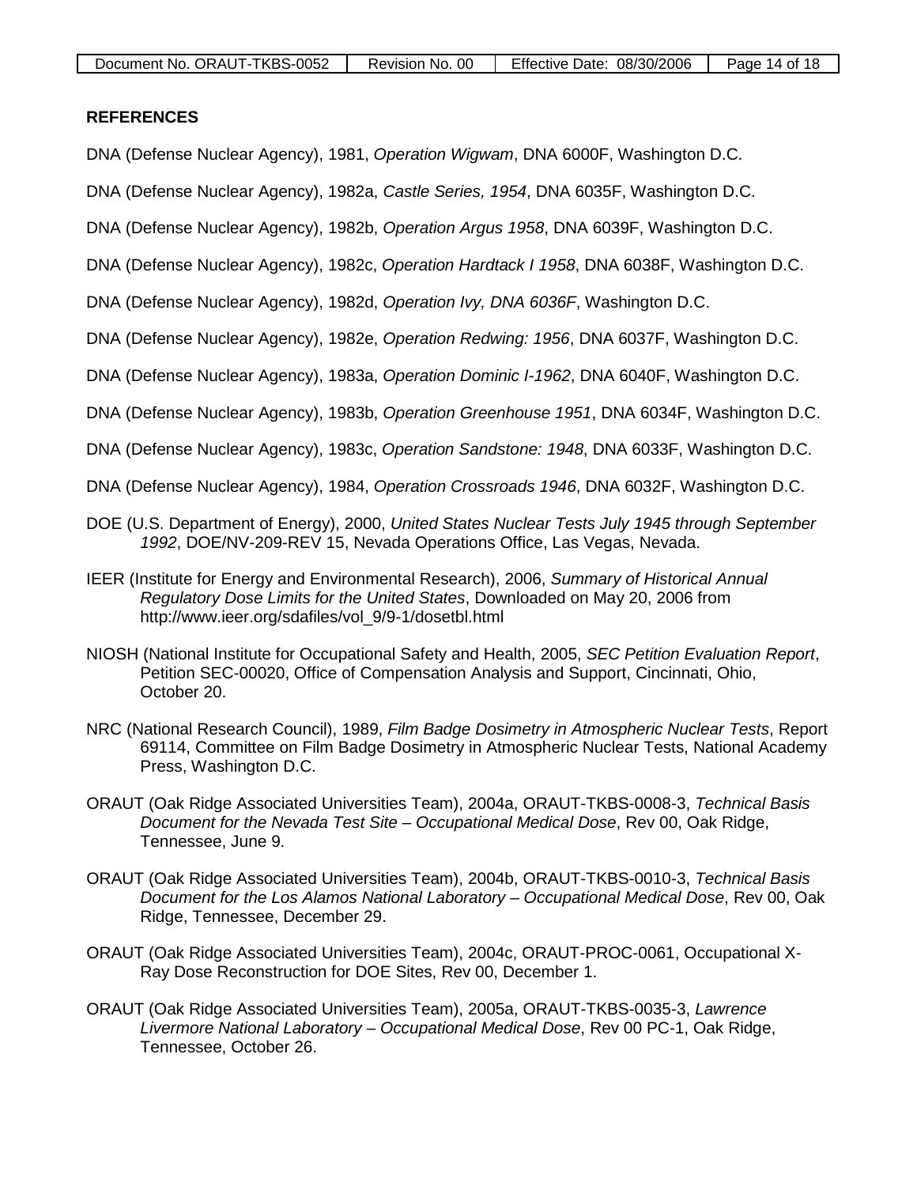## REFERENCES

DNA (Defense Nuclear Agency), 1981, *Operation Wigwam*, DNA 6000F, Washington D.C.

DNA (Defense Nuclear Agency), 1982a, *Castle Series, 1954*, DNA 6035F, Washington D.C.

DNA (Defense Nuclear Agency), 1982b, *Operation Argus 1958*, DNA 6039F, Washington D.C.

DNA (Defense Nuclear Agency), 1982c, *Operation Hardtack I 1958*, DNA 6038F, Washington D.C.

DNA (Defense Nuclear Agency), 1982d, *Operation Ivy, DNA 6036F*, Washington D.C.

DNA (Defense Nuclear Agency), 1982e, *Operation Redwing: 1956*, DNA 6037F, Washington D.C.

DNA (Defense Nuclear Agency), 1983a, *Operation Dominic I-1962*, DNA 6040F, Washington D.C.

DNA (Defense Nuclear Agency), 1983b, *Operation Greenhouse 1951*, DNA 6034F, Washington D.C.

DNA (Defense Nuclear Agency), 1983c, *Operation Sandstone: 1948*, DNA 6033F, Washington D.C.

DNA (Defense Nuclear Agency), 1984, *Operation Crossroads 1946*, DNA 6032F, Washington D.C.

DOE (U.S. Department of Energy), 2000, *United States Nuclear Tests July 1945 through September 1992*, DOE/NV-209-REV 15, Nevada Operations Office, Las Vegas, Nevada.

IEER (Institute for Energy and Environmental Research), 2006, *Summary of Historical Annual Regulatory Dose Limits for the United States*, Downloaded on May 20, 2006 from http://www.ieer.org/sdafiles/vol_9/9-1/dosetbl.html

NIOSH (National Institute for Occupational Safety and Health, 2005, *SEC Petition Evaluation Report*, Petition SEC-00020, Office of Compensation Analysis and Support, Cincinnati, Ohio, October 20.

NRC (National Research Council), 1989, *Film Badge Dosimetry in Atmospheric Nuclear Tests*, Report 69114, Committee on Film Badge Dosimetry in Atmospheric Nuclear Tests, National Academy Press, Washington D.C.

ORAUT (Oak Ridge Associated Universities Team), 2004a, ORAUT-TKBS-0008-3, *Technical Basis Document for the Nevada Test Site – Occupational Medical Dose*, Rev 00, Oak Ridge, Tennessee, June 9.

ORAUT (Oak Ridge Associated Universities Team), 2004b, ORAUT-TKBS-0010-3, *Technical Basis Document for the Los Alamos National Laboratory – Occupational Medical Dose*, Rev 00, Oak Ridge, Tennessee, December 29.

ORAUT (Oak Ridge Associated Universities Team), 2004c, ORAUT-PROC-0061, Occupational X-Ray Dose Reconstruction for DOE Sites, Rev 00, December 1.

ORAUT (Oak Ridge Associated Universities Team), 2005a, ORAUT-TKBS-0035-3, *Lawrence Livermore National Laboratory – Occupational Medical Dose*, Rev 00 PC-1, Oak Ridge, Tennessee, October 26.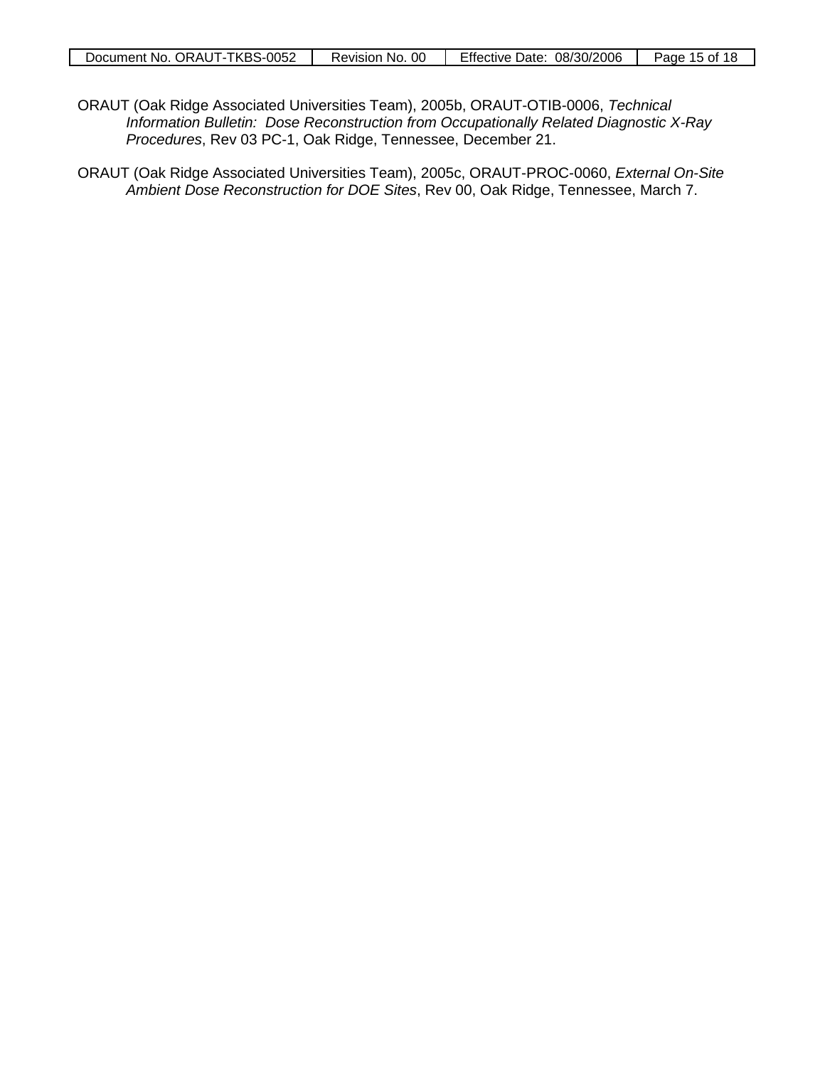ORAUT (Oak Ridge Associated Universities Team), 2005b, ORAUT-OTIB-0006, *Technical Information Bulletin: Dose Reconstruction from Occupationally Related Diagnostic X-Ray Procedures*, Rev 03 PC-1, Oak Ridge, Tennessee, December 21.

ORAUT (Oak Ridge Associated Universities Team), 2005c, ORAUT-PROC-0060, *External On-Site Ambient Dose Reconstruction for DOE Sites*, Rev 00, Oak Ridge, Tennessee, March 7.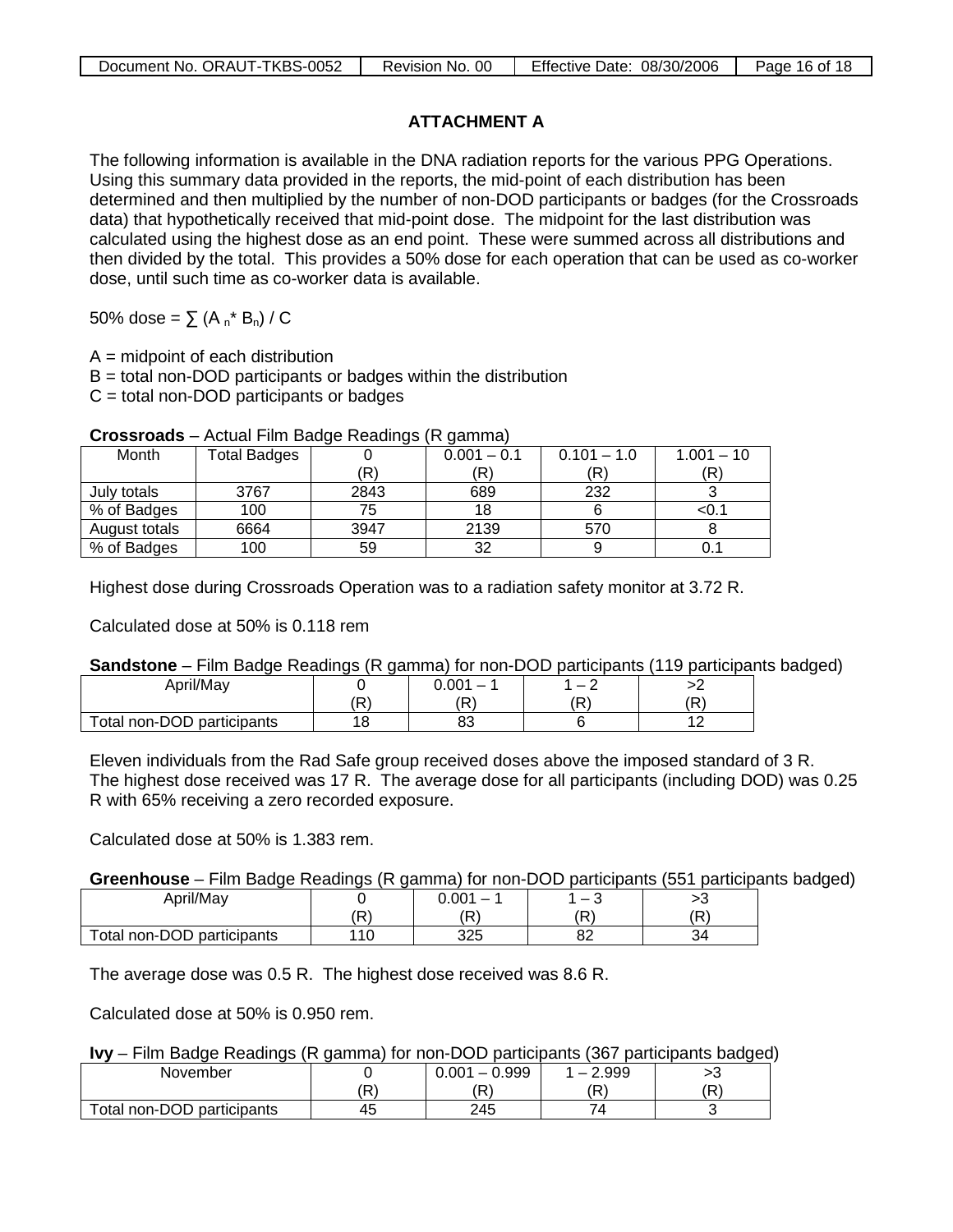## ATTACHMENT A

The following information is available in the DNA radiation reports for the various PPG Operations. Using this summary data provided in the reports, the mid-point of each distribution has been determined and then multiplied by the number of non-DOD participants or badges (for the Crossroads data) that hypothetically received that mid-point dose. The midpoint for the last distribution was calculated using the highest dose as an end point. These were summed across all distributions and then divided by the total. This provides a 50% dose for each operation that can be used as co-worker dose, until such time as co-worker data is available.

50% dose = $\sum (A_n * B_n) / C$

A = midpoint of each distribution
B = total non-DOD participants or badges within the distribution
C = total non-DOD participants or badges

**Crossroads** – Actual Film Badge Readings (R gamma)

| Month | Total Badges | 0 (R) | 0.001 – 0.1 (R) | 0.101 – 1.0 (R) | 1.001 – 10 (R) |
|---|---|---|---|---|---|
| July totals | 3767 | 2843 | 689 | 232 | 3 |
| % of Badges | 100 | 75 | 18 | 6 | <0.1 |
| August totals | 6664 | 3947 | 2139 | 570 | 8 |
| % of Badges | 100 | 59 | 32 | 9 | 0.1 |

Highest dose during Crossroads Operation was to a radiation safety monitor at 3.72 R.

Calculated dose at 50% is 0.118 rem

**Sandstone** – Film Badge Readings (R gamma) for non-DOD participants (119 participants badged)

| April/May | 0 (R) | 0.001 – 1 (R) | 1 – 2 (R) | >2 (R) |
|---|---|---|---|---|
| Total non-DOD participants | 18 | 83 | 6 | 12 |

Eleven individuals from the Rad Safe group received doses above the imposed standard of 3 R. The highest dose received was 17 R. The average dose for all participants (including DOD) was 0.25 R with 65% receiving a zero recorded exposure.

Calculated dose at 50% is 1.383 rem.

**Greenhouse** – Film Badge Readings (R gamma) for non-DOD participants (551 participants badged)

| April/May | 0 (R) | 0.001 – 1 (R) | 1 – 3 (R) | >3 (R) |
|---|---|---|---|---|
| Total non-DOD participants | 110 | 325 | 82 | 34 |

The average dose was 0.5 R. The highest dose received was 8.6 R.

Calculated dose at 50% is 0.950 rem.

**Ivy** – Film Badge Readings (R gamma) for non-DOD participants (367 participants badged)

| November | 0 (R) | 0.001 – 0.999 (R) | 1 – 2.999 (R) | >3 (R) |
|---|---|---|---|---|
| Total non-DOD participants | 45 | 245 | 74 | 3 |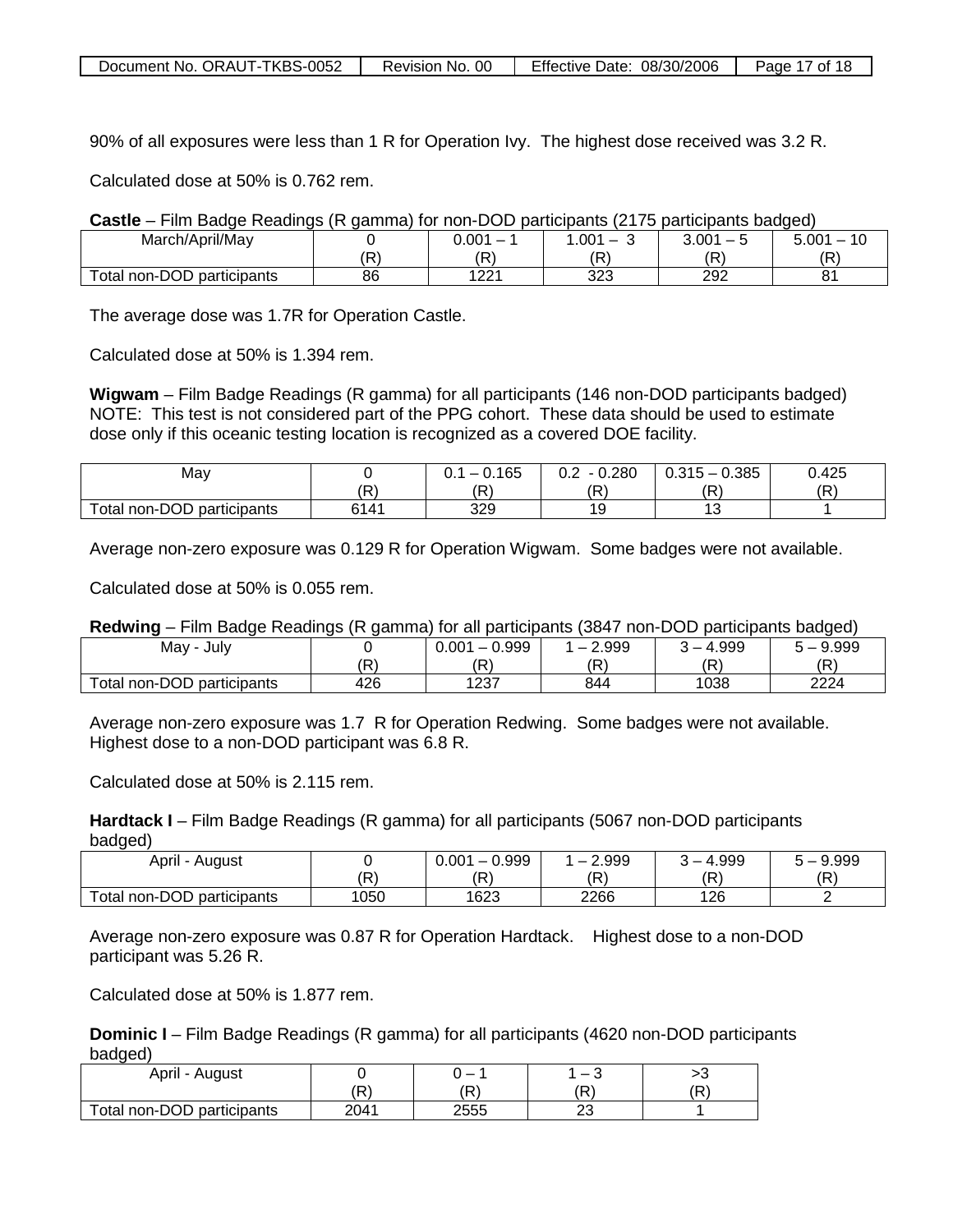90% of all exposures were less than 1 R for Operation Ivy. The highest dose received was 3.2 R.

Calculated dose at 50% is 0.762 rem.

**Castle** – Film Badge Readings (R gamma) for non-DOD participants (2175 participants badged)

| March/April/May | 0 (R) | 0.001 – 1 (R) | 1.001 – 3 (R) | 3.001 – 5 (R) | 5.001 – 10 (R) |
|---|---|---|---|---|---|
| Total non-DOD participants | 86 | 1221 | 323 | 292 | 81 |

The average dose was 1.7R for Operation Castle.

Calculated dose at 50% is 1.394 rem.

**Wigwam** – Film Badge Readings (R gamma) for all participants (146 non-DOD participants badged)
NOTE: This test is not considered part of the PPG cohort. These data should be used to estimate dose only if this oceanic testing location is recognized as a covered DOE facility.

| May | 0 (R) | 0.1 – 0.165 (R) | 0.2 - 0.280 (R) | 0.315 – 0.385 (R) | 0.425 (R) |
|---|---|---|---|---|---|
| Total non-DOD participants | 6141 | 329 | 19 | 13 | 1 |

Average non-zero exposure was 0.129 R for Operation Wigwam. Some badges were not available.

Calculated dose at 50% is 0.055 rem.

**Redwing** – Film Badge Readings (R gamma) for all participants (3847 non-DOD participants badged)

| May - July | 0 (R) | 0.001 – 0.999 (R) | 1 – 2.999 (R) | 3 – 4.999 (R) | 5 – 9.999 (R) |
|---|---|---|---|---|---|
| Total non-DOD participants | 426 | 1237 | 844 | 1038 | 2224 |

Average non-zero exposure was 1.7 R for Operation Redwing. Some badges were not available. Highest dose to a non-DOD participant was 6.8 R.

Calculated dose at 50% is 2.115 rem.

**Hardtack I** – Film Badge Readings (R gamma) for all participants (5067 non-DOD participants badged)

| April - August | 0 (R) | 0.001 – 0.999 (R) | 1 – 2.999 (R) | 3 – 4.999 (R) | 5 – 9.999 (R) |
|---|---|---|---|---|---|
| Total non-DOD participants | 1050 | 1623 | 2266 | 126 | 2 |

Average non-zero exposure was 0.87 R for Operation Hardtack. Highest dose to a non-DOD participant was 5.26 R.

Calculated dose at 50% is 1.877 rem.

**Dominic I** – Film Badge Readings (R gamma) for all participants (4620 non-DOD participants badged)

| April - August | 0 (R) | 0 – 1 (R) | 1 – 3 (R) | >3 (R) |
|---|---|---|---|---|
| Total non-DOD participants | 2041 | 2555 | 23 | 1 |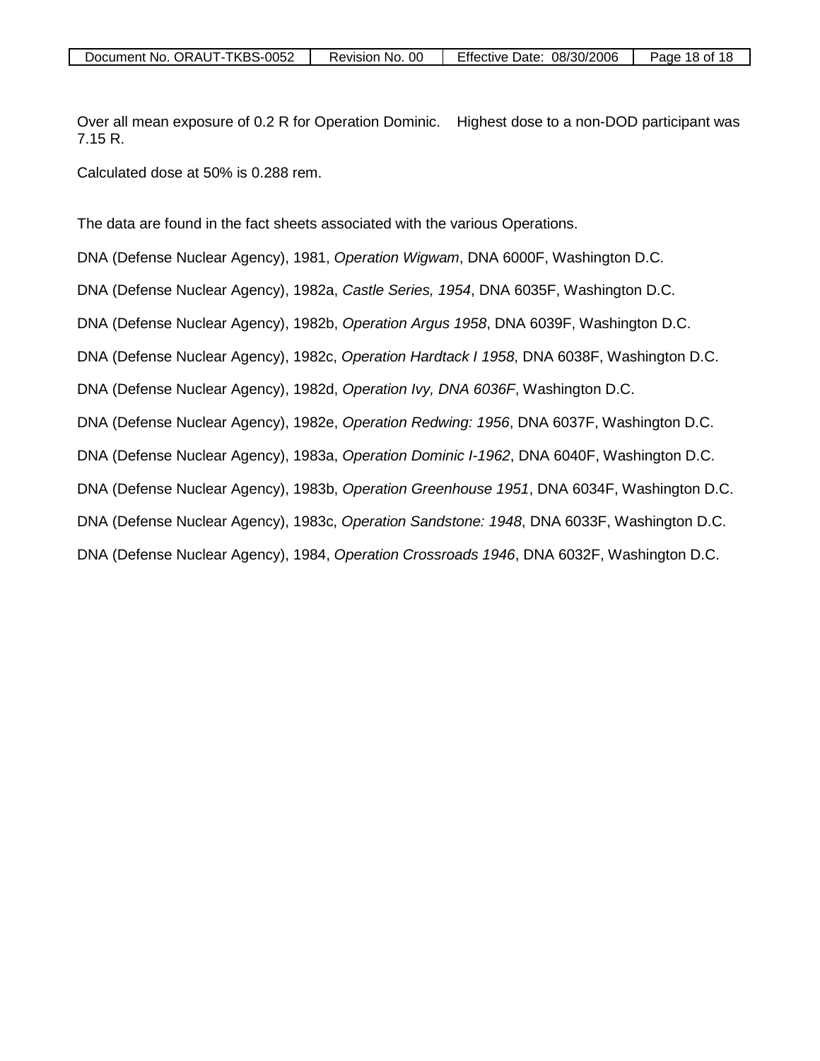Over all mean exposure of 0.2 R for Operation Dominic. Highest dose to a non-DOD participant was 7.15 R.

Calculated dose at 50% is 0.288 rem.

The data are found in the fact sheets associated with the various Operations.

DNA (Defense Nuclear Agency), 1981, *Operation Wigwam*, DNA 6000F, Washington D.C.

DNA (Defense Nuclear Agency), 1982a, *Castle Series, 1954*, DNA 6035F, Washington D.C.

DNA (Defense Nuclear Agency), 1982b, *Operation Argus 1958*, DNA 6039F, Washington D.C.

DNA (Defense Nuclear Agency), 1982c, *Operation Hardtack I 1958*, DNA 6038F, Washington D.C.

DNA (Defense Nuclear Agency), 1982d, *Operation Ivy, DNA 6036F*, Washington D.C.

DNA (Defense Nuclear Agency), 1982e, *Operation Redwing: 1956*, DNA 6037F, Washington D.C.

DNA (Defense Nuclear Agency), 1983a, *Operation Dominic I-1962*, DNA 6040F, Washington D.C.

DNA (Defense Nuclear Agency), 1983b, *Operation Greenhouse 1951*, DNA 6034F, Washington D.C.

DNA (Defense Nuclear Agency), 1983c, *Operation Sandstone: 1948*, DNA 6033F, Washington D.C.

DNA (Defense Nuclear Agency), 1984, *Operation Crossroads 1946*, DNA 6032F, Washington D.C.